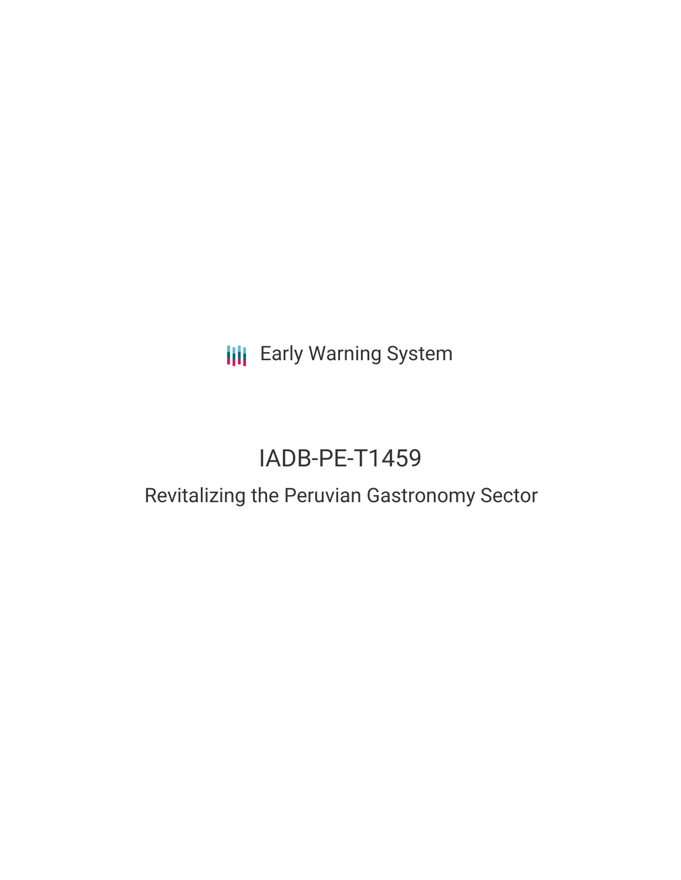Early Warning System

# IADB-PE-T1459

## Revitalizing the Peruvian Gastronomy Sector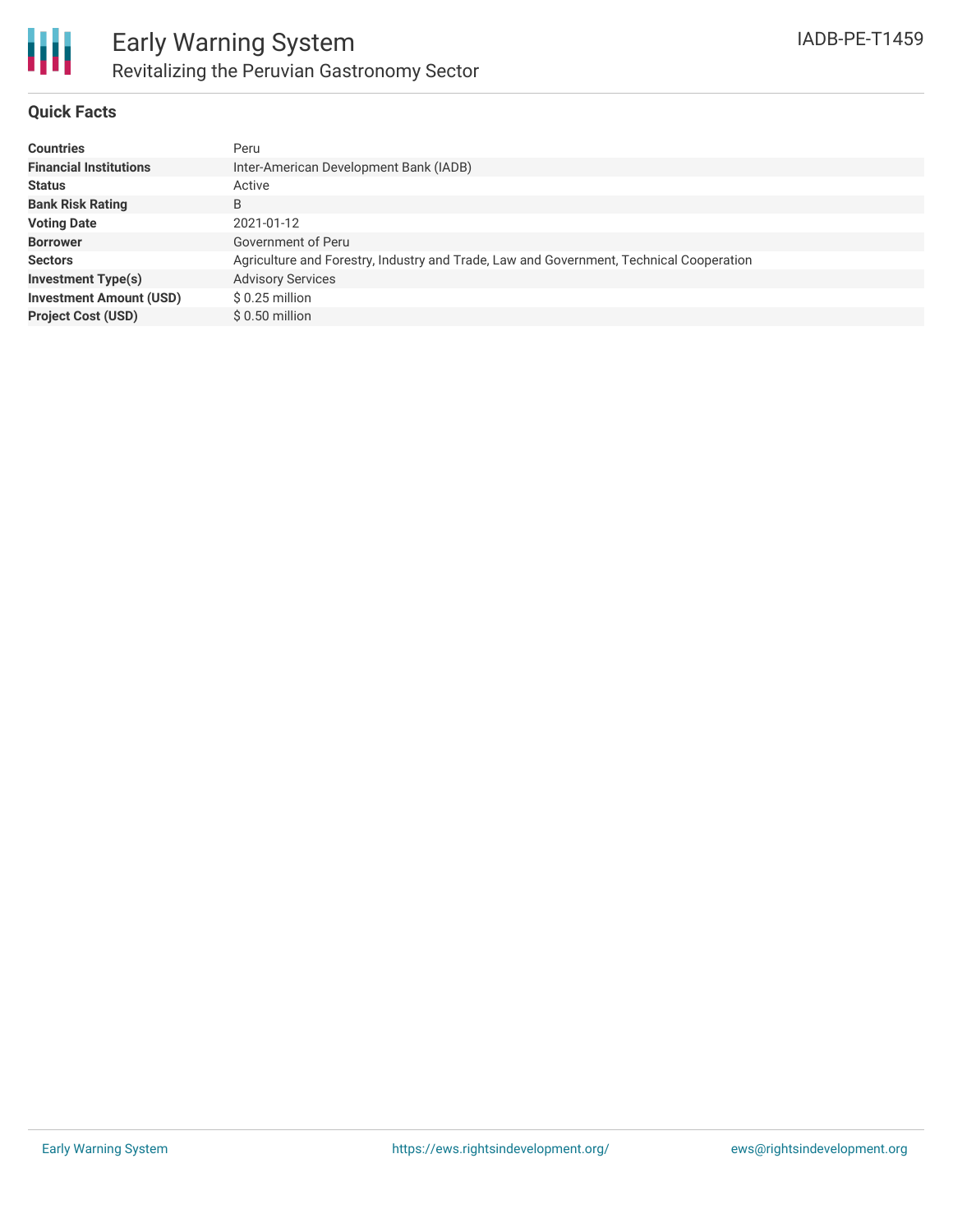# Early Warning System

## Revitalizing the Peruvian Gastronomy Sector

IADB-PE-T1459

### Quick Facts

| | |
|---|---|
| **Countries** | Peru |
| **Financial Institutions** | Inter-American Development Bank (IADB) |
| **Status** | Active |
| **Bank Risk Rating** | B |
| **Voting Date** | 2021-01-12 |
| **Borrower** | Government of Peru |
| **Sectors** | Agriculture and Forestry, Industry and Trade, Law and Government, Technical Cooperation |
| **Investment Type(s)** | Advisory Services |
| **Investment Amount (USD)** | $ 0.25 million |
| **Project Cost (USD)** | $ 0.50 million |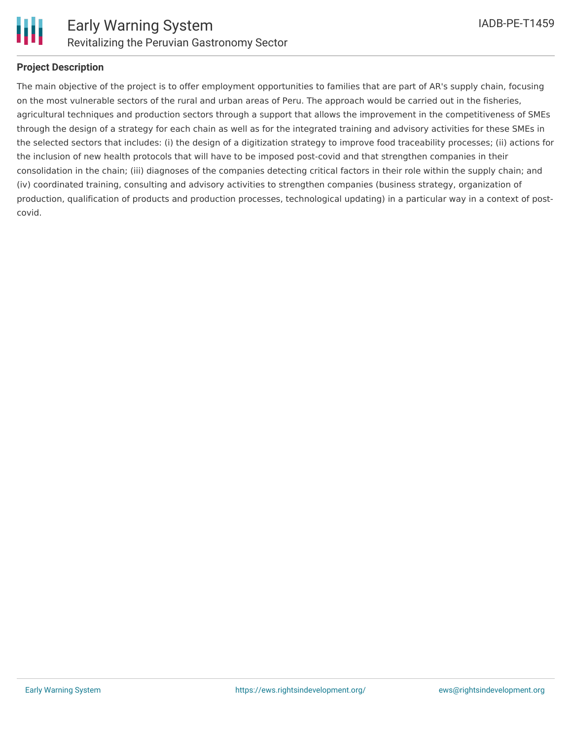## Project Description

The main objective of the project is to offer employment opportunities to families that are part of AR's supply chain, focusing on the most vulnerable sectors of the rural and urban areas of Peru. The approach would be carried out in the fisheries, agricultural techniques and production sectors through a support that allows the improvement in the competitiveness of SMEs through the design of a strategy for each chain as well as for the integrated training and advisory activities for these SMEs in the selected sectors that includes: (i) the design of a digitization strategy to improve food traceability processes; (ii) actions for the inclusion of new health protocols that will have to be imposed post-covid and that strengthen companies in their consolidation in the chain; (iii) diagnoses of the companies detecting critical factors in their role within the supply chain; and (iv) coordinated training, consulting and advisory activities to strengthen companies (business strategy, organization of production, qualification of products and production processes, technological updating) in a particular way in a context of post-covid.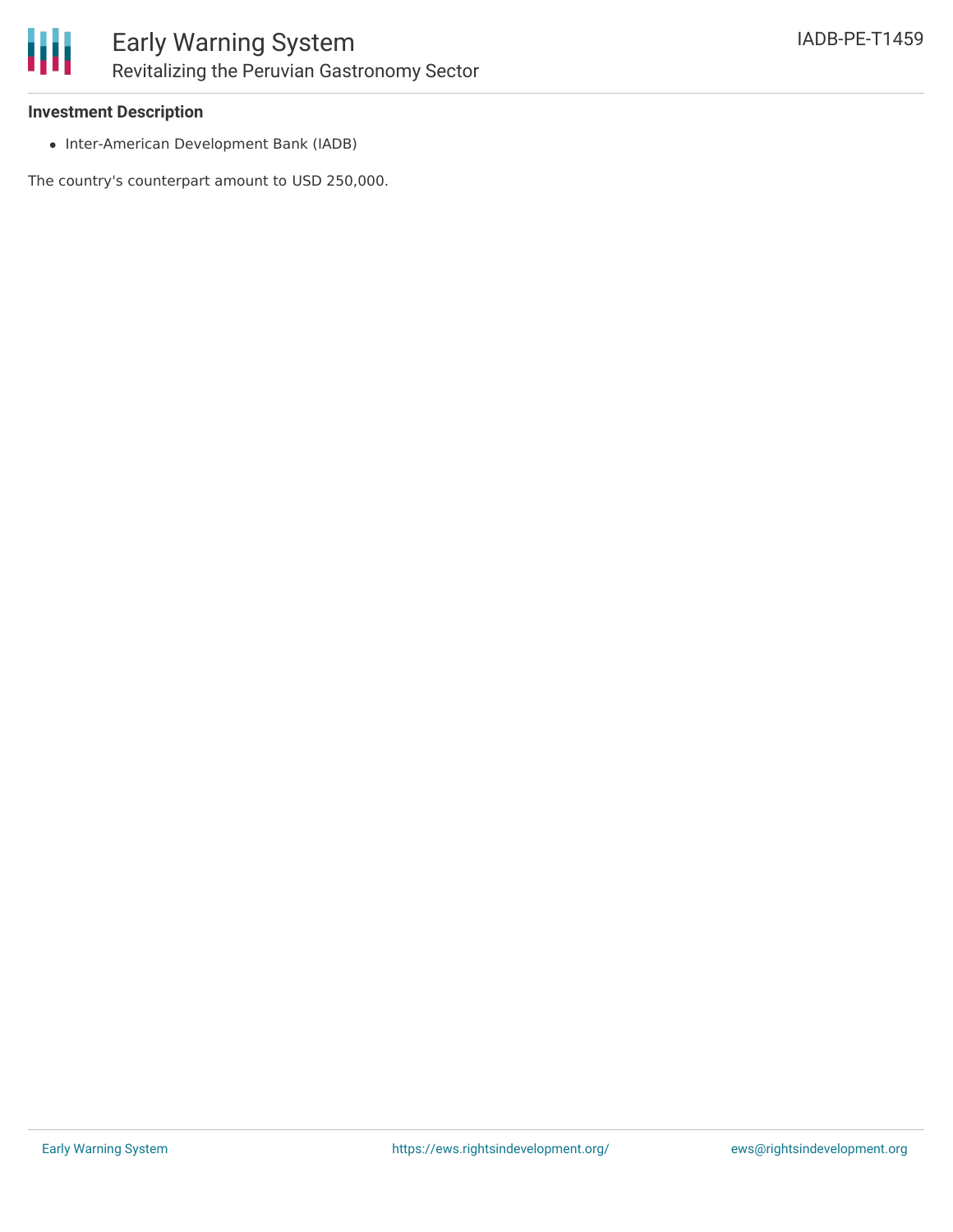**Investment Description**

- Inter-American Development Bank (IADB)

The country's counterpart amount to USD 250,000.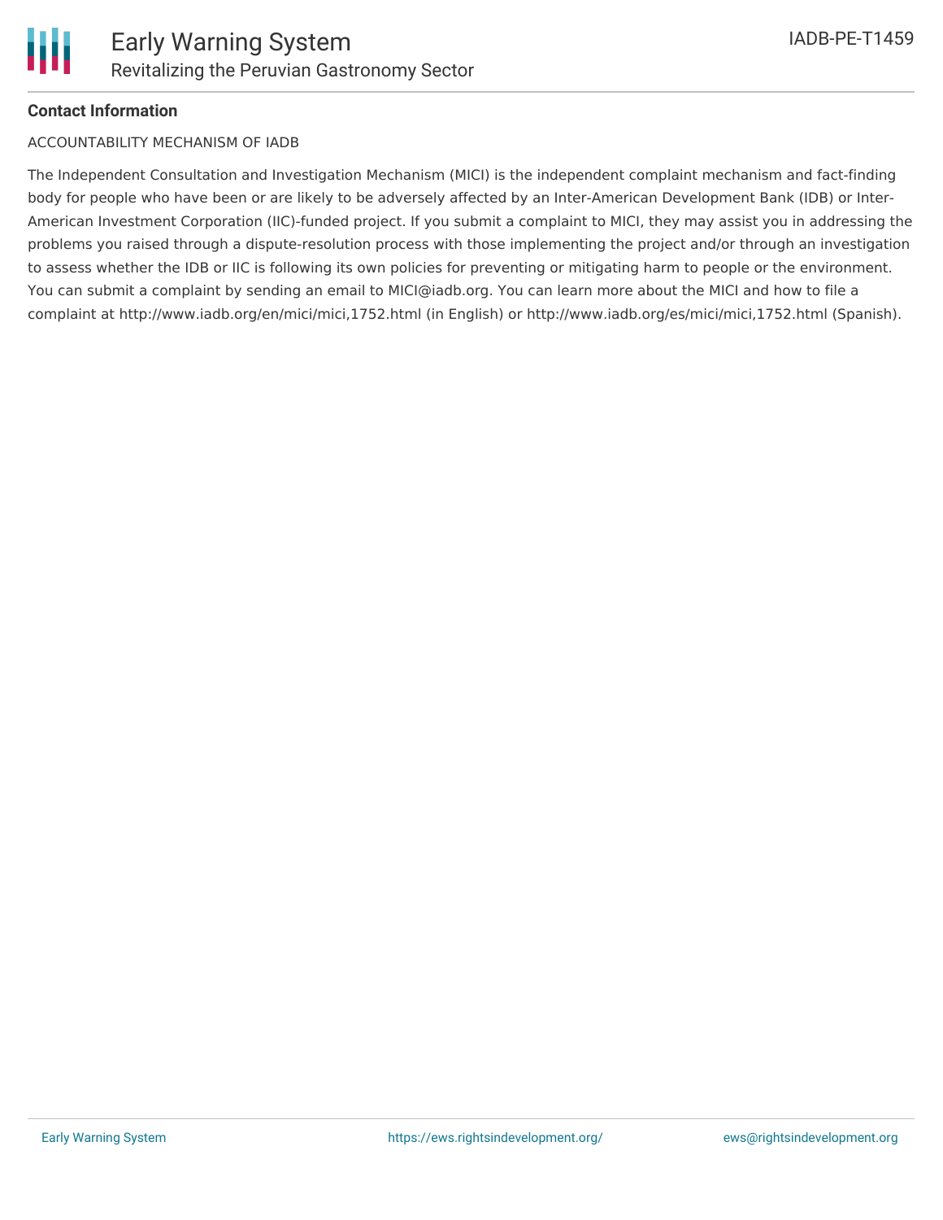**Contact Information**

ACCOUNTABILITY MECHANISM OF IADB

The Independent Consultation and Investigation Mechanism (MICI) is the independent complaint mechanism and fact-finding body for people who have been or are likely to be adversely affected by an Inter-American Development Bank (IDB) or Inter-American Investment Corporation (IIC)-funded project. If you submit a complaint to MICI, they may assist you in addressing the problems you raised through a dispute-resolution process with those implementing the project and/or through an investigation to assess whether the IDB or IIC is following its own policies for preventing or mitigating harm to people or the environment. You can submit a complaint by sending an email to MICI@iadb.org. You can learn more about the MICI and how to file a complaint at http://www.iadb.org/en/mici/mici,1752.html (in English) or http://www.iadb.org/es/mici/mici,1752.html (Spanish).